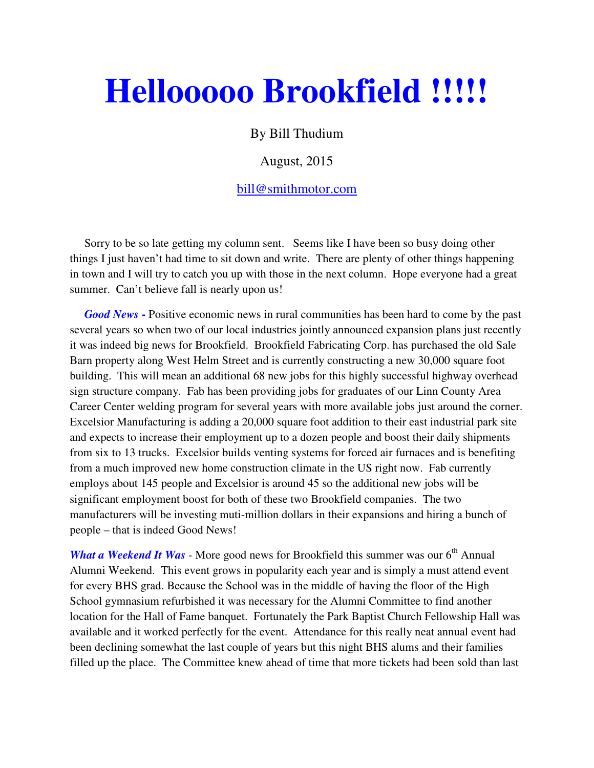# Hellooooo Brookfield !!!!!

By Bill Thudium

August, 2015

bill@smithmotor.com

Sorry to be so late getting my column sent. Seems like I have been so busy doing other things I just haven't had time to sit down and write. There are plenty of other things happening in town and I will try to catch you up with those in the next column. Hope everyone had a great summer. Can't believe fall is nearly upon us!

***Good News*** **-** Positive economic news in rural communities has been hard to come by the past several years so when two of our local industries jointly announced expansion plans just recently it was indeed big news for Brookfield. Brookfield Fabricating Corp. has purchased the old Sale Barn property along West Helm Street and is currently constructing a new 30,000 square foot building. This will mean an additional 68 new jobs for this highly successful highway overhead sign structure company. Fab has been providing jobs for graduates of our Linn County Area Career Center welding program for several years with more available jobs just around the corner. Excelsior Manufacturing is adding a 20,000 square foot addition to their east industrial park site and expects to increase their employment up to a dozen people and boost their daily shipments from six to 13 trucks. Excelsior builds venting systems for forced air furnaces and is benefiting from a much improved new home construction climate in the US right now. Fab currently employs about 145 people and Excelsior is around 45 so the additional new jobs will be significant employment boost for both of these two Brookfield companies. The two manufacturers will be investing muti-million dollars in their expansions and hiring a bunch of people – that is indeed Good News!

***What a Weekend It Was*** - More good news for Brookfield this summer was our 6th Annual Alumni Weekend. This event grows in popularity each year and is simply a must attend event for every BHS grad. Because the School was in the middle of having the floor of the High School gymnasium refurbished it was necessary for the Alumni Committee to find another location for the Hall of Fame banquet. Fortunately the Park Baptist Church Fellowship Hall was available and it worked perfectly for the event. Attendance for this really neat annual event had been declining somewhat the last couple of years but this night BHS alums and their families filled up the place. The Committee knew ahead of time that more tickets had been sold than last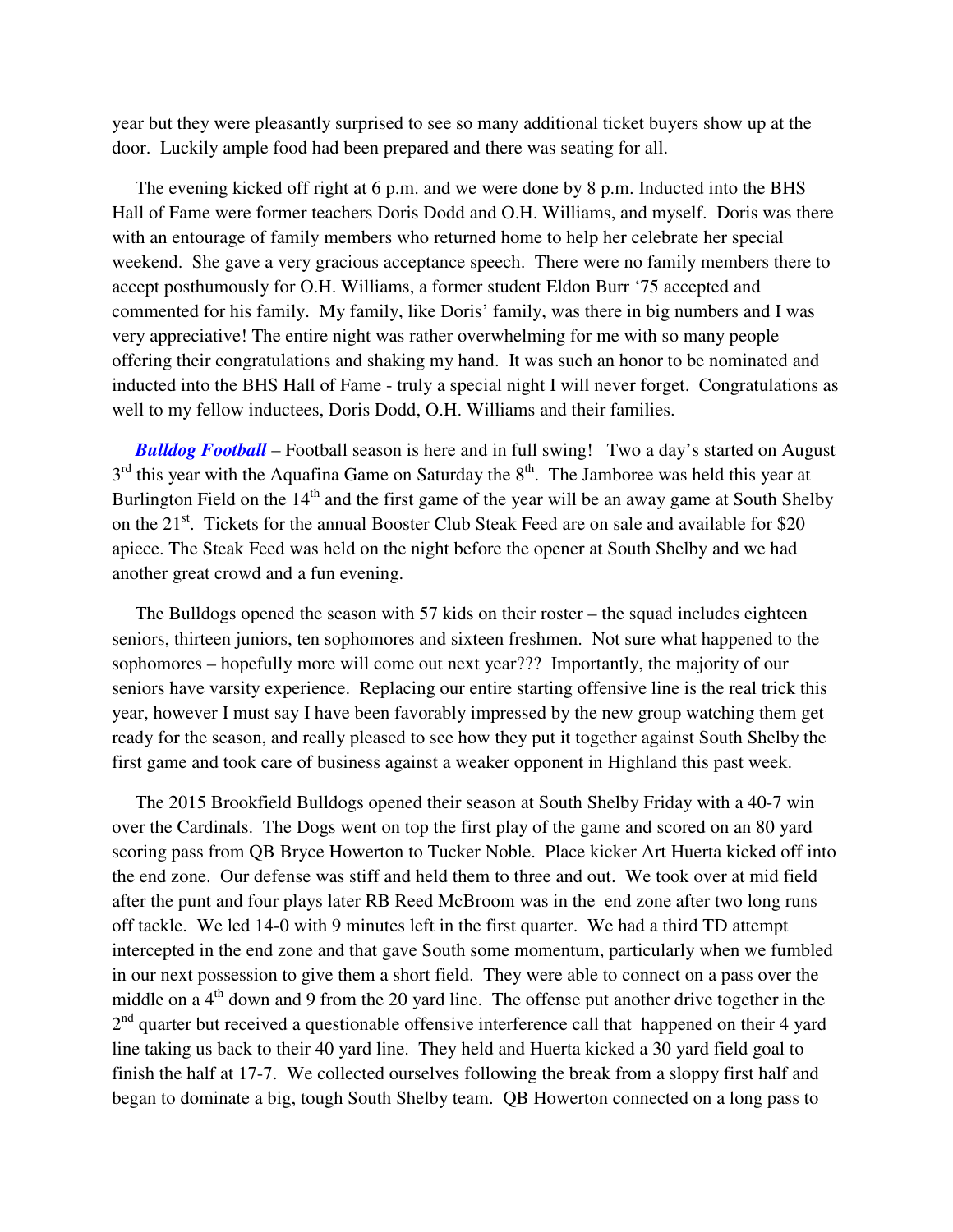year but they were pleasantly surprised to see so many additional ticket buyers show up at the door. Luckily ample food had been prepared and there was seating for all.

The evening kicked off right at 6 p.m. and we were done by 8 p.m. Inducted into the BHS Hall of Fame were former teachers Doris Dodd and O.H. Williams, and myself. Doris was there with an entourage of family members who returned home to help her celebrate her special weekend. She gave a very gracious acceptance speech. There were no family members there to accept posthumously for O.H. Williams, a former student Eldon Burr '75 accepted and commented for his family. My family, like Doris' family, was there in big numbers and I was very appreciative! The entire night was rather overwhelming for me with so many people offering their congratulations and shaking my hand. It was such an honor to be nominated and inducted into the BHS Hall of Fame - truly a special night I will never forget. Congratulations as well to my fellow inductees, Doris Dodd, O.H. Williams and their families.

***Bulldog Football*** – Football season is here and in full swing! Two a day's started on August 3rd this year with the Aquafina Game on Saturday the 8th. The Jamboree was held this year at Burlington Field on the 14th and the first game of the year will be an away game at South Shelby on the 21st. Tickets for the annual Booster Club Steak Feed are on sale and available for $20 apiece. The Steak Feed was held on the night before the opener at South Shelby and we had another great crowd and a fun evening.

The Bulldogs opened the season with 57 kids on their roster – the squad includes eighteen seniors, thirteen juniors, ten sophomores and sixteen freshmen. Not sure what happened to the sophomores – hopefully more will come out next year??? Importantly, the majority of our seniors have varsity experience. Replacing our entire starting offensive line is the real trick this year, however I must say I have been favorably impressed by the new group watching them get ready for the season, and really pleased to see how they put it together against South Shelby the first game and took care of business against a weaker opponent in Highland this past week.

The 2015 Brookfield Bulldogs opened their season at South Shelby Friday with a 40-7 win over the Cardinals. The Dogs went on top the first play of the game and scored on an 80 yard scoring pass from QB Bryce Howerton to Tucker Noble. Place kicker Art Huerta kicked off into the end zone. Our defense was stiff and held them to three and out. We took over at mid field after the punt and four plays later RB Reed McBroom was in the end zone after two long runs off tackle. We led 14-0 with 9 minutes left in the first quarter. We had a third TD attempt intercepted in the end zone and that gave South some momentum, particularly when we fumbled in our next possession to give them a short field. They were able to connect on a pass over the middle on a 4th down and 9 from the 20 yard line. The offense put another drive together in the 2nd quarter but received a questionable offensive interference call that happened on their 4 yard line taking us back to their 40 yard line. They held and Huerta kicked a 30 yard field goal to finish the half at 17-7. We collected ourselves following the break from a sloppy first half and began to dominate a big, tough South Shelby team. QB Howerton connected on a long pass to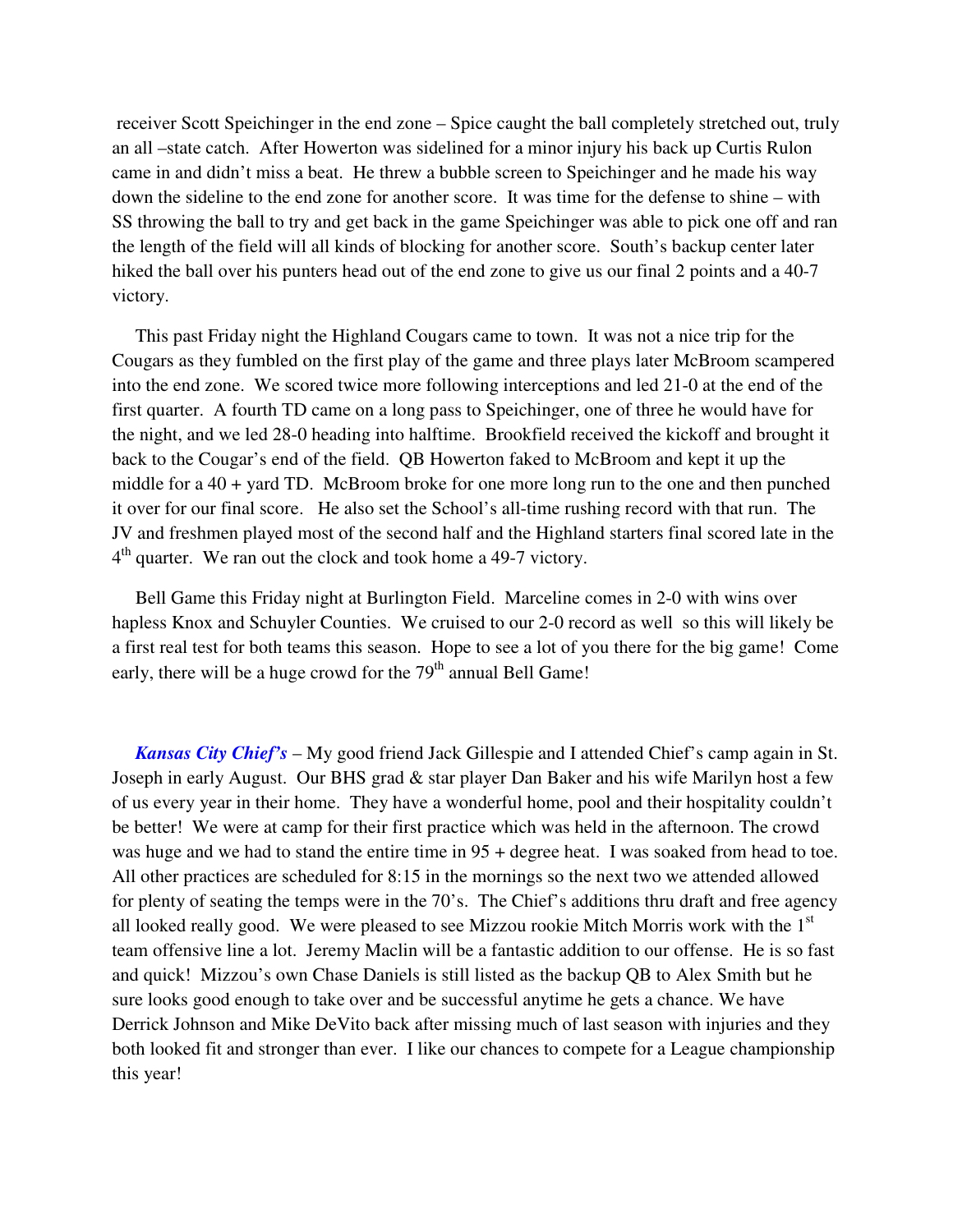receiver Scott Speichinger in the end zone – Spice caught the ball completely stretched out, truly an all –state catch. After Howerton was sidelined for a minor injury his back up Curtis Rulon came in and didn't miss a beat. He threw a bubble screen to Speichinger and he made his way down the sideline to the end zone for another score. It was time for the defense to shine – with SS throwing the ball to try and get back in the game Speichinger was able to pick one off and ran the length of the field will all kinds of blocking for another score. South's backup center later hiked the ball over his punters head out of the end zone to give us our final 2 points and a 40-7 victory.

This past Friday night the Highland Cougars came to town. It was not a nice trip for the Cougars as they fumbled on the first play of the game and three plays later McBroom scampered into the end zone. We scored twice more following interceptions and led 21-0 at the end of the first quarter. A fourth TD came on a long pass to Speichinger, one of three he would have for the night, and we led 28-0 heading into halftime. Brookfield received the kickoff and brought it back to the Cougar's end of the field. QB Howerton faked to McBroom and kept it up the middle for a 40 + yard TD. McBroom broke for one more long run to the one and then punched it over for our final score. He also set the School's all-time rushing record with that run. The JV and freshmen played most of the second half and the Highland starters final scored late in the 4th quarter. We ran out the clock and took home a 49-7 victory.

Bell Game this Friday night at Burlington Field. Marceline comes in 2-0 with wins over hapless Knox and Schuyler Counties. We cruised to our 2-0 record as well so this will likely be a first real test for both teams this season. Hope to see a lot of you there for the big game! Come early, there will be a huge crowd for the 79th annual Bell Game!

***Kansas City Chief's*** – My good friend Jack Gillespie and I attended Chief's camp again in St. Joseph in early August. Our BHS grad & star player Dan Baker and his wife Marilyn host a few of us every year in their home. They have a wonderful home, pool and their hospitality couldn't be better! We were at camp for their first practice which was held in the afternoon. The crowd was huge and we had to stand the entire time in 95 + degree heat. I was soaked from head to toe. All other practices are scheduled for 8:15 in the mornings so the next two we attended allowed for plenty of seating the temps were in the 70's. The Chief's additions thru draft and free agency all looked really good. We were pleased to see Mizzou rookie Mitch Morris work with the 1st team offensive line a lot. Jeremy Maclin will be a fantastic addition to our offense. He is so fast and quick! Mizzou's own Chase Daniels is still listed as the backup QB to Alex Smith but he sure looks good enough to take over and be successful anytime he gets a chance. We have Derrick Johnson and Mike DeVito back after missing much of last season with injuries and they both looked fit and stronger than ever. I like our chances to compete for a League championship this year!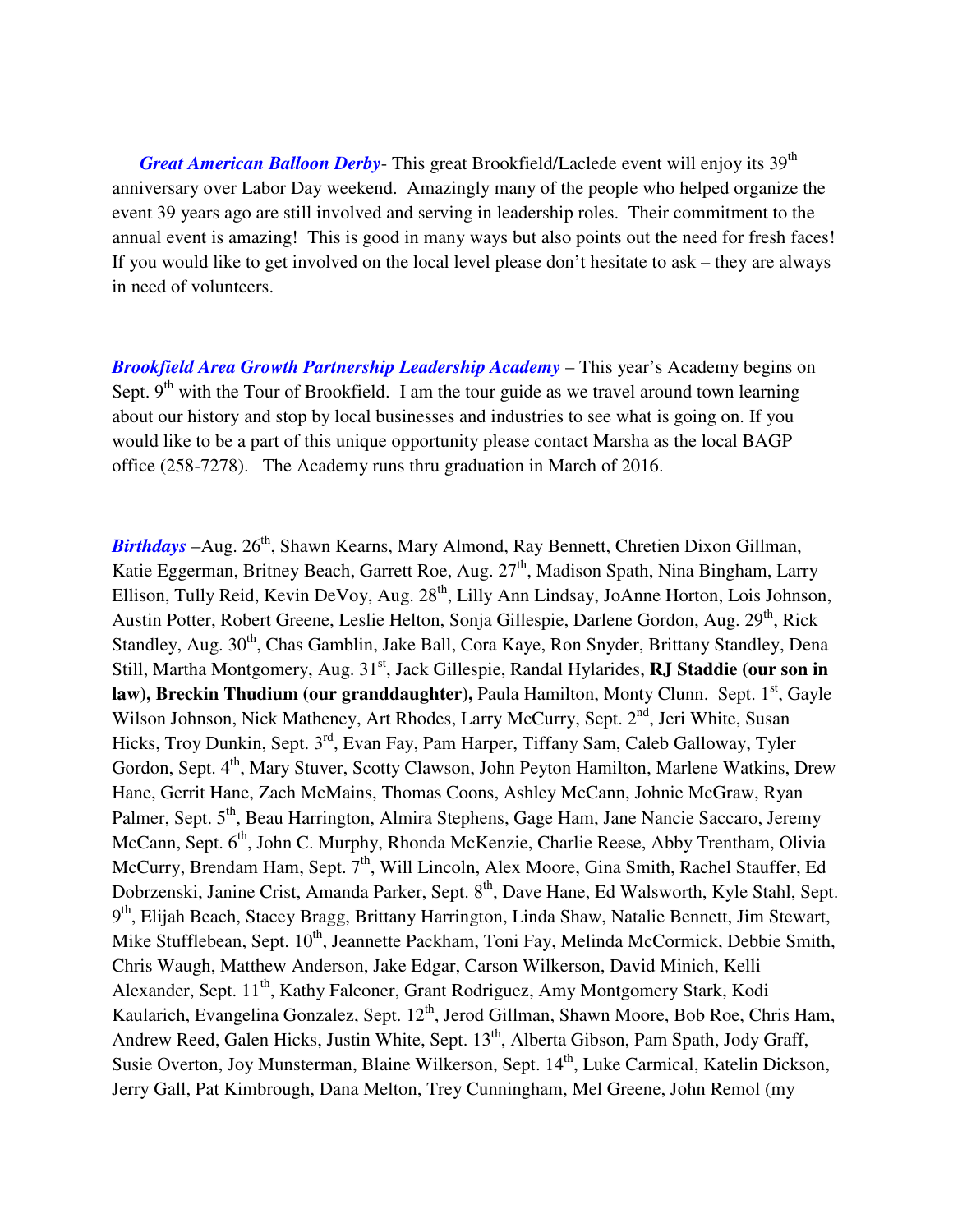***Great American Balloon Derby***- This great Brookfield/Laclede event will enjoy its 39th anniversary over Labor Day weekend. Amazingly many of the people who helped organize the event 39 years ago are still involved and serving in leadership roles. Their commitment to the annual event is amazing! This is good in many ways but also points out the need for fresh faces! If you would like to get involved on the local level please don't hesitate to ask – they are always in need of volunteers.

***Brookfield Area Growth Partnership Leadership Academy*** – This year's Academy begins on Sept. 9th with the Tour of Brookfield. I am the tour guide as we travel around town learning about our history and stop by local businesses and industries to see what is going on. If you would like to be a part of this unique opportunity please contact Marsha as the local BAGP office (258-7278). The Academy runs thru graduation in March of 2016.

***Birthdays*** –Aug. 26th, Shawn Kearns, Mary Almond, Ray Bennett, Chretien Dixon Gillman, Katie Eggerman, Britney Beach, Garrett Roe, Aug. 27th, Madison Spath, Nina Bingham, Larry Ellison, Tully Reid, Kevin DeVoy, Aug. 28th, Lilly Ann Lindsay, JoAnne Horton, Lois Johnson, Austin Potter, Robert Greene, Leslie Helton, Sonja Gillespie, Darlene Gordon, Aug. 29th, Rick Standley, Aug. 30th, Chas Gamblin, Jake Ball, Cora Kaye, Ron Snyder, Brittany Standley, Dena Still, Martha Montgomery, Aug. 31st, Jack Gillespie, Randal Hylarides, **RJ Staddie (our son in law), Breckin Thudium (our granddaughter),** Paula Hamilton, Monty Clunn. Sept. 1st, Gayle Wilson Johnson, Nick Matheney, Art Rhodes, Larry McCurry, Sept. 2nd, Jeri White, Susan Hicks, Troy Dunkin, Sept. 3rd, Evan Fay, Pam Harper, Tiffany Sam, Caleb Galloway, Tyler Gordon, Sept. 4th, Mary Stuver, Scotty Clawson, John Peyton Hamilton, Marlene Watkins, Drew Hane, Gerrit Hane, Zach McMains, Thomas Coons, Ashley McCann, Johnie McGraw, Ryan Palmer, Sept. 5th, Beau Harrington, Almira Stephens, Gage Ham, Jane Nancie Saccaro, Jeremy McCann, Sept. 6th, John C. Murphy, Rhonda McKenzie, Charlie Reese, Abby Trentham, Olivia McCurry, Brendam Ham, Sept. 7th, Will Lincoln, Alex Moore, Gina Smith, Rachel Stauffer, Ed Dobrzenski, Janine Crist, Amanda Parker, Sept. 8th, Dave Hane, Ed Walsworth, Kyle Stahl, Sept. 9th, Elijah Beach, Stacey Bragg, Brittany Harrington, Linda Shaw, Natalie Bennett, Jim Stewart, Mike Stufflebean, Sept. 10th, Jeannette Packham, Toni Fay, Melinda McCormick, Debbie Smith, Chris Waugh, Matthew Anderson, Jake Edgar, Carson Wilkerson, David Minich, Kelli Alexander, Sept. 11th, Kathy Falconer, Grant Rodriguez, Amy Montgomery Stark, Kodi Kaularich, Evangelina Gonzalez, Sept. 12th, Jerod Gillman, Shawn Moore, Bob Roe, Chris Ham, Andrew Reed, Galen Hicks, Justin White, Sept. 13th, Alberta Gibson, Pam Spath, Jody Graff, Susie Overton, Joy Munsterman, Blaine Wilkerson, Sept. 14th, Luke Carmical, Katelin Dickson, Jerry Gall, Pat Kimbrough, Dana Melton, Trey Cunningham, Mel Greene, John Remol (my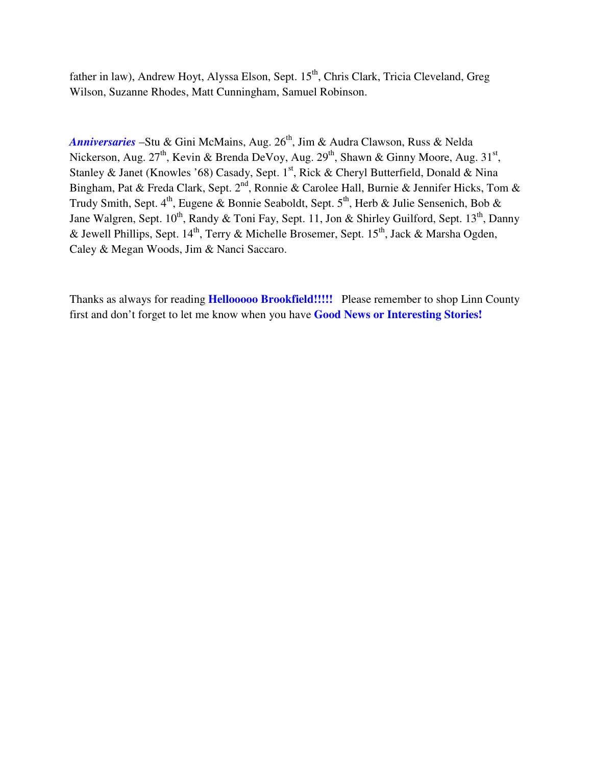father in law), Andrew Hoyt, Alyssa Elson, Sept. 15th, Chris Clark, Tricia Cleveland, Greg Wilson, Suzanne Rhodes, Matt Cunningham, Samuel Robinson.

***Anniversaries*** –Stu & Gini McMains, Aug. 26th, Jim & Audra Clawson, Russ & Nelda Nickerson, Aug. 27th, Kevin & Brenda DeVoy, Aug. 29th, Shawn & Ginny Moore, Aug. 31st, Stanley & Janet (Knowles '68) Casady, Sept. 1st, Rick & Cheryl Butterfield, Donald & Nina Bingham, Pat & Freda Clark, Sept. 2nd, Ronnie & Carolee Hall, Burnie & Jennifer Hicks, Tom & Trudy Smith, Sept. 4th, Eugene & Bonnie Seaboldt, Sept. 5th, Herb & Julie Sensenich, Bob & Jane Walgren, Sept. 10th, Randy & Toni Fay, Sept. 11, Jon & Shirley Guilford, Sept. 13th, Danny & Jewell Phillips, Sept. 14th, Terry & Michelle Brosemer, Sept. 15th, Jack & Marsha Ogden, Caley & Megan Woods, Jim & Nanci Saccaro.

Thanks as always for reading **Hellooooo Brookfield!!!!!** Please remember to shop Linn County first and don't forget to let me know when you have **Good News or Interesting Stories!**